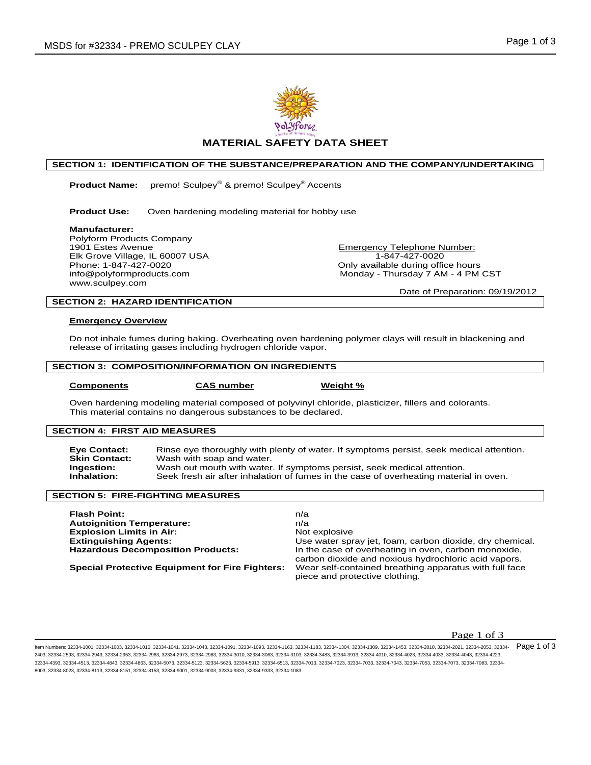# MATERIAL SAFETY DATA SHEET

## SECTION 1: IDENTIFICATION OF THE SUBSTANCE/PREPARATION AND THE COMPANY/UNDERTAKING

**Product Name:** premo! Sculpey® & premo! Sculpey® Accents

**Product Use:** Oven hardening modeling material for hobby use

**Manufacturer:**
Polyform Products Company
1901 Estes Avenue
Elk Grove Village, IL 60007 USA
Phone: 1-847-427-0020
info@polyformproducts.com
www.sculpey.com

Emergency Telephone Number:
1-847-427-0020
Only available during office hours
Monday - Thursday 7 AM - 4 PM CST

Date of Preparation: 09/19/2012

## SECTION 2: HAZARD IDENTIFICATION

**Emergency Overview**

Do not inhale fumes during baking. Overheating oven hardening polymer clays will result in blackening and release of irritating gases including hydrogen chloride vapor.

## SECTION 3: COMPOSITION/INFORMATION ON INGREDIENTS

| Components | CAS number | Weight % |
|---|---|---|

Oven hardening modeling material composed of polyvinyl chloride, plasticizer, fillers and colorants. This material contains no dangerous substances to be declared.

## SECTION 4: FIRST AID MEASURES

**Eye Contact:** Rinse eye thoroughly with plenty of water. If symptoms persist, seek medical attention.
**Skin Contact:** Wash with soap and water.
**Ingestion:** Wash out mouth with water. If symptoms persist, seek medical attention.
**Inhalation:** Seek fresh air after inhalation of fumes in the case of overheating material in oven.

## SECTION 5: FIRE-FIGHTING MEASURES

**Flash Point:** n/a
**Autoignition Temperature:** n/a
**Explosion Limits in Air:** Not explosive
**Extinguishing Agents:** Use water spray jet, foam, carbon dioxide, dry chemical.
**Hazardous Decomposition Products:** In the case of overheating in oven, carbon monoxide, carbon dioxide and noxious hydrochloric acid vapors.
**Special Protective Equipment for Fire Fighters:** Wear self-contained breathing apparatus with full face piece and protective clothing.

Item Numbers: 32334-1001, 32334-1003, 32334-1010, 32334-1041, 32334-1043, 32334-1091, 32334-1093, 32334-1163, 32334-1183, 32334-1304, 32334-1309, 32334-1453, 32334-2010, 32334-2021, 32334-2053, 32334-2403, 32334-2593, 32334-2943, 32334-2953, 32334-2963, 32334-2973, 32334-2983, 32334-3010, 32334-3063, 32334-3103, 32334-3483, 32334-3913, 32334-4010, 32334-4023, 32334-4033, 32334-4043, 32334-4223, 32334-4393, 32334-4513, 32334-4843, 32334-4863, 32334-5073, 32334-5123, 32334-5623, 32334-5913, 32334-6513, 32334-7013, 32334-7023, 32334-7033, 32334-7043, 32334-7053, 32334-7073, 32334-7083, 32334-8003, 32334-8023, 32334-8113, 32334-8151, 32334-8153, 32334-9001, 32334-9003, 32334-9331, 32334-9333, 32334-1083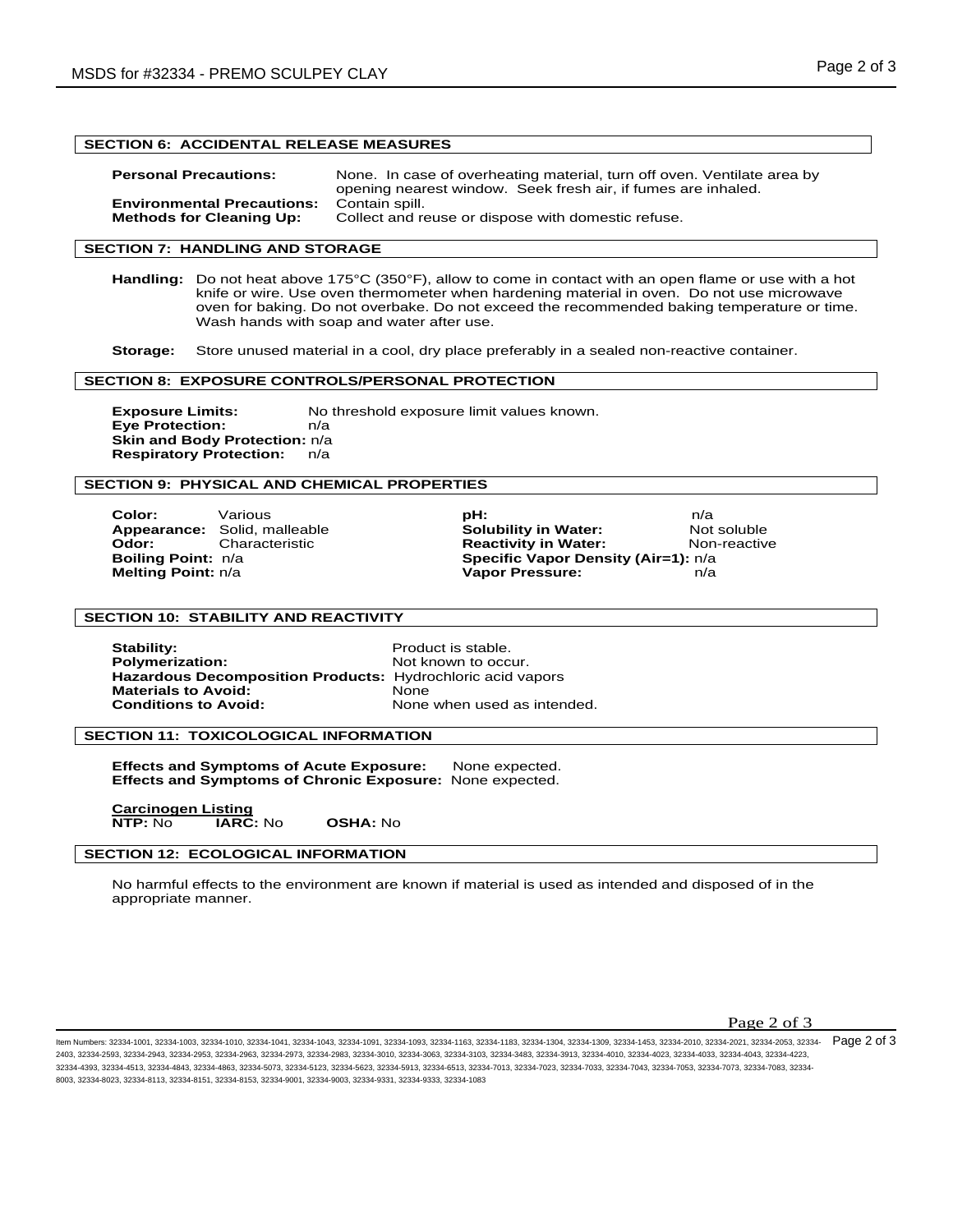## SECTION 6: ACCIDENTAL RELEASE MEASURES

**Personal Precautions:** None. In case of overheating material, turn off oven. Ventilate area by opening nearest window. Seek fresh air, if fumes are inhaled.

**Environmental Precautions:** Contain spill.

**Methods for Cleaning Up:** Collect and reuse or dispose with domestic refuse.

## SECTION 7: HANDLING AND STORAGE

**Handling:** Do not heat above 175°C (350°F), allow to come in contact with an open flame or use with a hot knife or wire. Use oven thermometer when hardening material in oven. Do not use microwave oven for baking. Do not overbake. Do not exceed the recommended baking temperature or time. Wash hands with soap and water after use.

**Storage:** Store unused material in a cool, dry place preferably in a sealed non-reactive container.

## SECTION 8: EXPOSURE CONTROLS/PERSONAL PROTECTION

**Exposure Limits:** No threshold exposure limit values known.
**Eye Protection:** n/a
**Skin and Body Protection:** n/a
**Respiratory Protection:** n/a

## SECTION 9: PHYSICAL AND CHEMICAL PROPERTIES

**Color:** Various
**Appearance:** Solid, malleable
**Odor:** Characteristic
**Boiling Point:** n/a
**Melting Point:** n/a

**pH:** n/a
**Solubility in Water:** Not soluble
**Reactivity in Water:** Non-reactive
**Specific Vapor Density (Air=1):** n/a
**Vapor Pressure:** n/a

## SECTION 10: STABILITY AND REACTIVITY

**Stability:** Product is stable.
**Polymerization:** Not known to occur.
**Hazardous Decomposition Products:** Hydrochloric acid vapors
**Materials to Avoid:** None
**Conditions to Avoid:** None when used as intended.

## SECTION 11: TOXICOLOGICAL INFORMATION

**Effects and Symptoms of Acute Exposure:** None expected.
**Effects and Symptoms of Chronic Exposure:** None expected.

**Carcinogen Listing**
**NTP:** No **IARC:** No **OSHA:** No

## SECTION 12: ECOLOGICAL INFORMATION

No harmful effects to the environment are known if material is used as intended and disposed of in the appropriate manner.

Item Numbers: 32334-1001, 32334-1003, 32334-1010, 32334-1041, 32334-1043, 32334-1091, 32334-1093, 32334-1163, 32334-1183, 32334-1304, 32334-1309, 32334-1453, 32334-2010, 32334-2021, 32334-2053, 32334-2403, 32334-2593, 32334-2943, 32334-2953, 32334-2963, 32334-2973, 32334-2983, 32334-3010, 32334-3063, 32334-3103, 32334-3483, 32334-3913, 32334-4010, 32334-4023, 32334-4033, 32334-4043, 32334-4223, 32334-4393, 32334-4513, 32334-4843, 32334-4863, 32334-5073, 32334-5123, 32334-5623, 32334-5913, 32334-6513, 32334-7013, 32334-7023, 32334-7033, 32334-7043, 32334-7053, 32334-7073, 32334-7083, 32334-8003, 32334-8023, 32334-8113, 32334-8151, 32334-8153, 32334-9001, 32334-9003, 32334-9331, 32334-9333, 32334-1083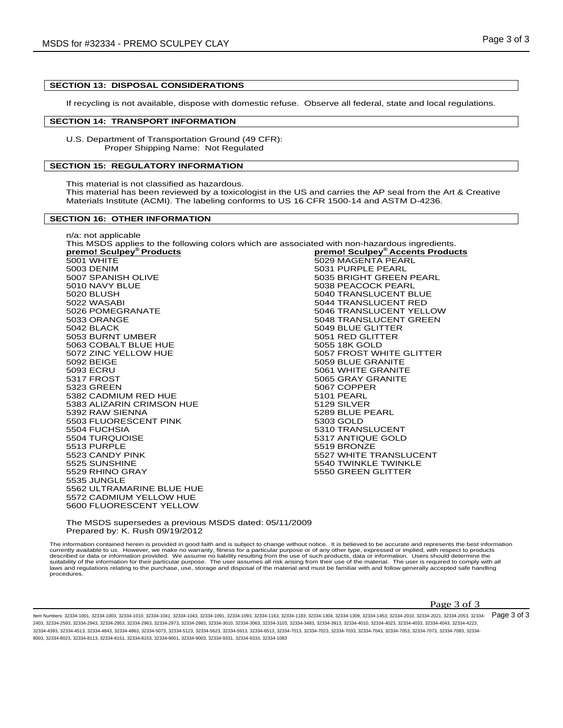## SECTION 13: DISPOSAL CONSIDERATIONS

If recycling is not available, dispose with domestic refuse. Observe all federal, state and local regulations.

## SECTION 14: TRANSPORT INFORMATION

U.S. Department of Transportation Ground (49 CFR):
Proper Shipping Name: Not Regulated

## SECTION 15: REGULATORY INFORMATION

This material is not classified as hazardous.
This material has been reviewed by a toxicologist in the US and carries the AP seal from the Art & Creative Materials Institute (ACMI). The labeling conforms to US 16 CFR 1500-14 and ASTM D-4236.

## SECTION 16: OTHER INFORMATION

n/a: not applicable
This MSDS applies to the following colors which are associated with non-hazardous ingredients.

**premo! Sculpey® Products**

5001 WHITE
5003 DENIM
5007 SPANISH OLIVE
5010 NAVY BLUE
5020 BLUSH
5022 WASABI
5026 POMEGRANATE
5033 ORANGE
5042 BLACK
5053 BURNT UMBER
5063 COBALT BLUE HUE
5072 ZINC YELLOW HUE
5092 BEIGE
5093 ECRU
5317 FROST
5323 GREEN
5382 CADMIUM RED HUE
5383 ALIZARIN CRIMSON HUE
5392 RAW SIENNA
5503 FLUORESCENT PINK
5504 FUCHSIA
5504 TURQUOISE
5513 PURPLE
5523 CANDY PINK
5525 SUNSHINE
5529 RHINO GRAY
5535 JUNGLE
5562 ULTRAMARINE BLUE HUE
5572 CADMIUM YELLOW HUE
5600 FLUORESCENT YELLOW

**premo! Sculpey® Accents Products**

5029 MAGENTA PEARL
5031 PURPLE PEARL
5035 BRIGHT GREEN PEARL
5038 PEACOCK PEARL
5040 TRANSLUCENT BLUE
5044 TRANSLUCENT RED
5046 TRANSLUCENT YELLOW
5048 TRANSLUCENT GREEN
5049 BLUE GLITTER
5051 RED GLITTER
5055 18K GOLD
5057 FROST WHITE GLITTER
5059 BLUE GRANITE
5061 WHITE GRANITE
5065 GRAY GRANITE
5067 COPPER
5101 PEARL
5129 SILVER
5289 BLUE PEARL
5303 GOLD
5310 TRANSLUCENT
5317 ANTIQUE GOLD
5519 BRONZE
5527 WHITE TRANSLUCENT
5540 TWINKLE TWINKLE
5550 GREEN GLITTER

The MSDS supersedes a previous MSDS dated: 05/11/2009
Prepared by: K. Rush 09/19/2012

The information contained herein is provided in good faith and is subject to change without notice. It is believed to be accurate and represents the best information currently available to us. However, we make no warranty, fitness for a particular purpose or of any other type, expressed or implied, with respect to products described or data or information provided. We assume no liability resulting from the use of such products, data or information. Users should determine the suitability of the information for their particular purpose. The user assumes all risk arising from their use of the material. The user is required to comply with all laws and regulations relating to the purchase, use, storage and disposal of the material and must be familiar with and follow generally accepted safe handling procedures.

Item Numbers: 32334-1001, 32334-1003, 32334-1010, 32334-1041, 32334-1043, 32334-1091, 32334-1093, 32334-1163, 32334-1183, 32334-1304, 32334-1309, 32334-1453, 32334-2010, 32334-2021, 32334-2053, 32334-2403, 32334-2593, 32334-2943, 32334-2953, 32334-2963, 32334-2973, 32334-2983, 32334-3010, 32334-3063, 32334-3103, 32334-3483, 32334-3913, 32334-4010, 32334-4023, 32334-4033, 32334-4043, 32334-4223, 32334-4393, 32334-4513, 32334-4843, 32334-4863, 32334-5073, 32334-5123, 32334-5623, 32334-5913, 32334-6513, 32334-7013, 32334-7023, 32334-7033, 32334-7043, 32334-7053, 32334-7073, 32334-7083, 32334-8003, 32334-8023, 32334-8113, 32334-8151, 32334-8153, 32334-9001, 32334-9003, 32334-9331, 32334-9333, 32334-1083